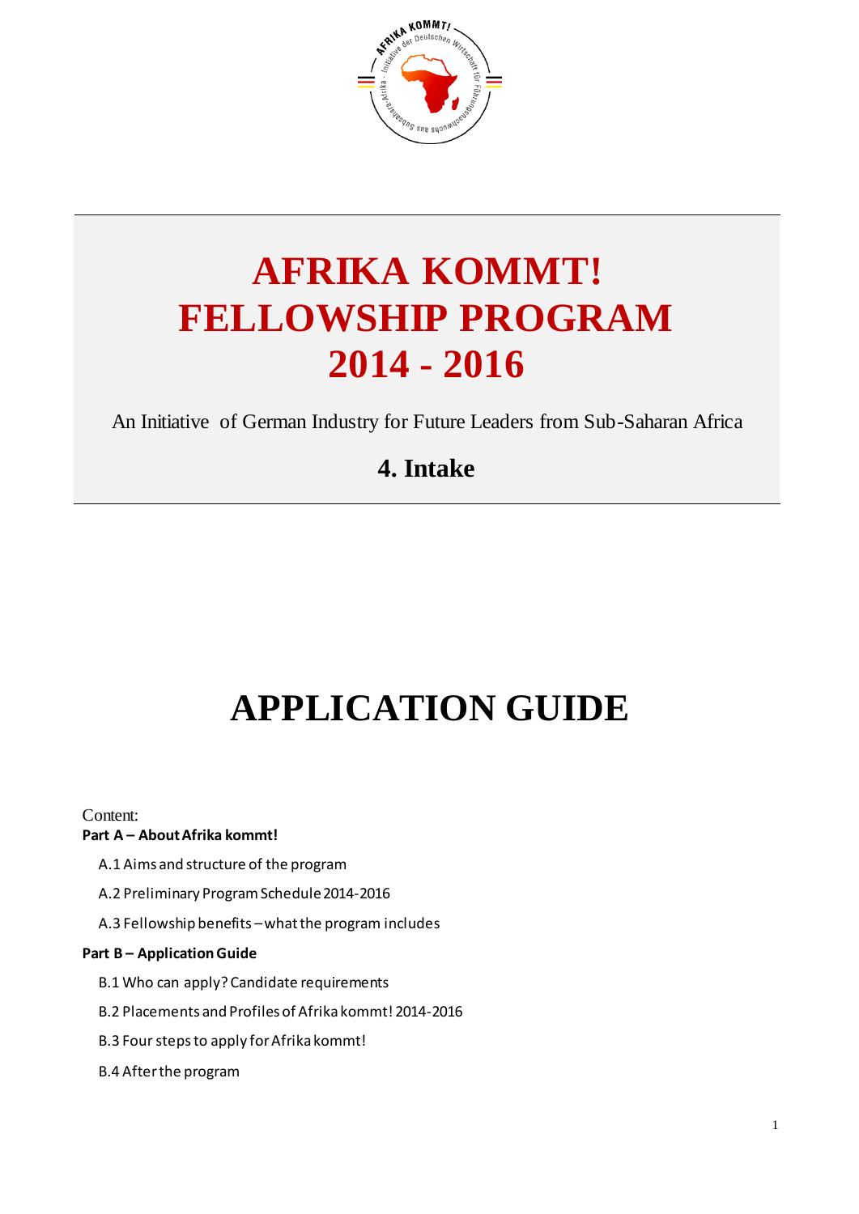# AFRIKA KOMMT!
# FELLOWSHIP PROGRAM
# 2014 - 2016

An Initiative of German Industry for Future Leaders from Sub-Saharan Africa

## 4. Intake

# APPLICATION GUIDE

Content:

**Part A – About Afrika kommt!**

A.1 Aims and structure of the program

A.2 Preliminary Program Schedule 2014-2016

A.3 Fellowship benefits – what the program includes

**Part B – Application Guide**

B.1 Who can apply? Candidate requirements

B.2 Placements and Profiles of Afrika kommt! 2014-2016

B.3 Four steps to apply for Afrika kommt!

B.4 After the program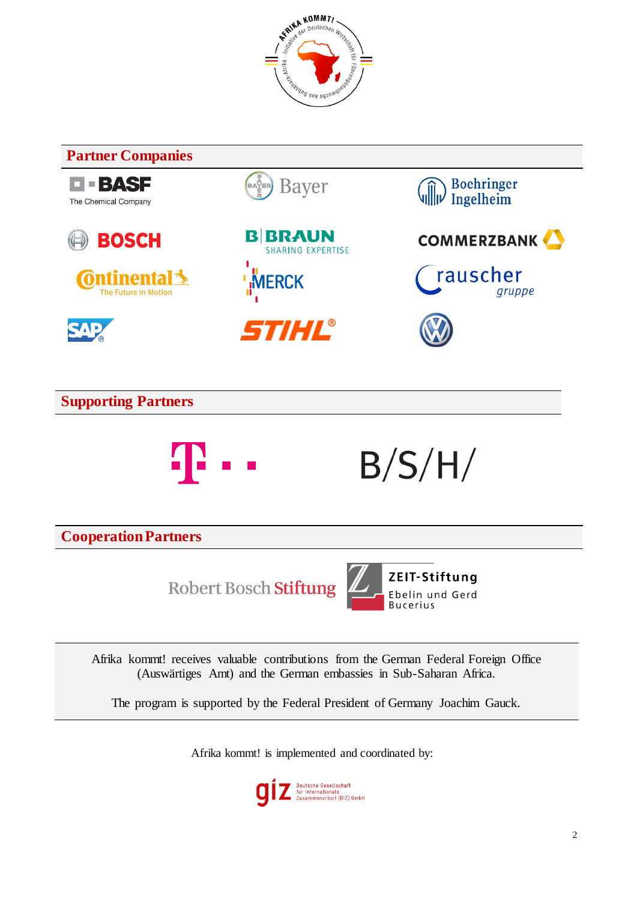## Partner Companies

BASF The Chemical Company | Bayer | Boehringer Ingelheim

BOSCH | B|BRAUN SHARING EXPERTISE | COMMERZBANK

Continental The Future in Motion | MERCK | rauscher gruppe

SAP | STIHL | VW

## Supporting Partners

T · · | B/S/H/

## Cooperation Partners

Robert Bosch Stiftung | ZEIT-Stiftung Ebelin und Gerd Bucerius

Afrika kommt! receives valuable contributions from the German Federal Foreign Office (Auswärtiges Amt) and the German embassies in Sub-Saharan Africa.

The program is supported by the Federal President of Germany Joachim Gauck.

Afrika kommt! is implemented and coordinated by:

giz Deutsche Gesellschaft für Internationale Zusammenarbeit (GIZ) GmbH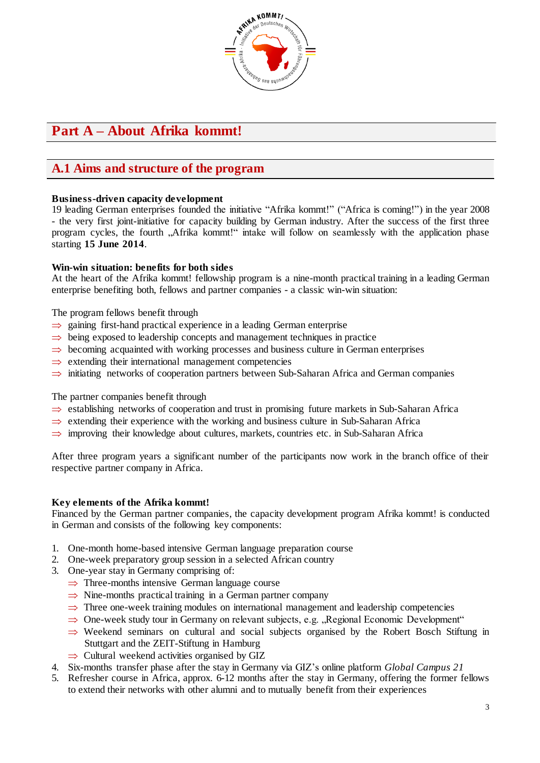# Part A – About Afrika kommt!

## A.1 Aims and structure of the program

**Business-driven capacity development**
19 leading German enterprises founded the initiative "Afrika kommt!" ("Africa is coming!") in the year 2008 - the very first joint-initiative for capacity building by German industry. After the success of the first three program cycles, the fourth „Afrika kommt!" intake will follow on seamlessly with the application phase starting **15 June 2014**.

**Win-win situation: benefits for both sides**
At the heart of the Afrika kommt! fellowship program is a nine-month practical training in a leading German enterprise benefiting both, fellows and partner companies - a classic win-win situation:

The program fellows benefit through

- ⇒ gaining first-hand practical experience in a leading German enterprise
- ⇒ being exposed to leadership concepts and management techniques in practice
- ⇒ becoming acquainted with working processes and business culture in German enterprises
- ⇒ extending their international management competencies
- ⇒ initiating networks of cooperation partners between Sub-Saharan Africa and German companies

The partner companies benefit through

- ⇒ establishing networks of cooperation and trust in promising future markets in Sub-Saharan Africa
- ⇒ extending their experience with the working and business culture in Sub-Saharan Africa
- ⇒ improving their knowledge about cultures, markets, countries etc. in Sub-Saharan Africa

After three program years a significant number of the participants now work in the branch office of their respective partner company in Africa.

**Key elements of the Afrika kommt!**
Financed by the German partner companies, the capacity development program Afrika kommt! is conducted in German and consists of the following key components:

1. One-month home-based intensive German language preparation course
2. One-week preparatory group session in a selected African country
3. One-year stay in Germany comprising of:
   - ⇒ Three-months intensive German language course
   - ⇒ Nine-months practical training in a German partner company
   - ⇒ Three one-week training modules on international management and leadership competencies
   - ⇒ One-week study tour in Germany on relevant subjects, e.g. „Regional Economic Development"
   - ⇒ Weekend seminars on cultural and social subjects organised by the Robert Bosch Stiftung in Stuttgart and the ZEIT-Stiftung in Hamburg
   - ⇒ Cultural weekend activities organised by GIZ
4. Six-months transfer phase after the stay in Germany via GIZ's online platform *Global Campus 21*
5. Refresher course in Africa, approx. 6-12 months after the stay in Germany, offering the former fellows to extend their networks with other alumni and to mutually benefit from their experiences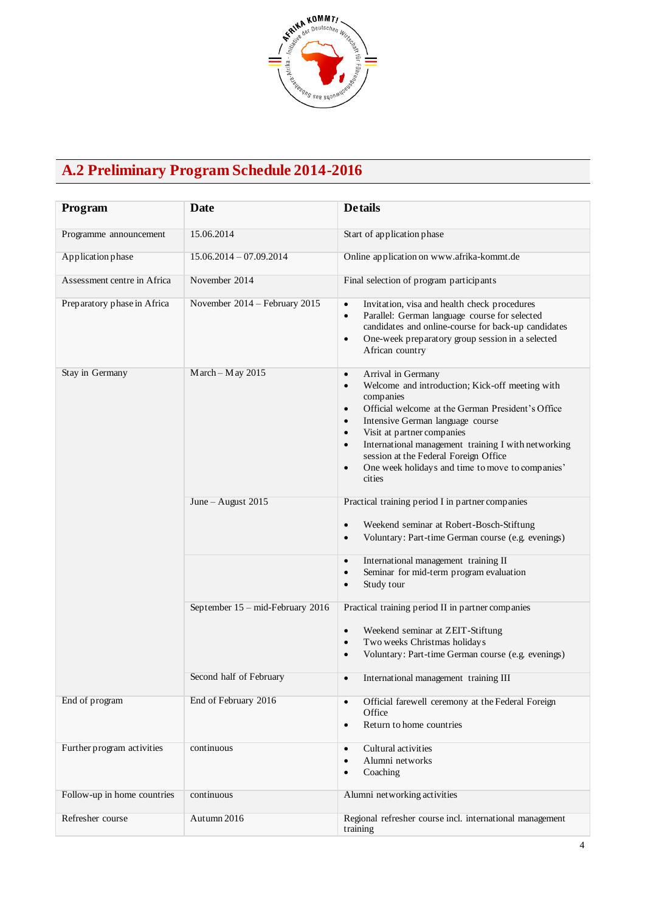## A.2 Preliminary Program Schedule 2014-2016

| Program | Date | Details |
|---|---|---|
| Programme announcement | 15.06.2014 | Start of application phase |
| Application phase | 15.06.2014 – 07.09.2014 | Online application on www.afrika-kommt.de |
| Assessment centre in Africa | November 2014 | Final selection of program participants |
| Preparatory phase in Africa | November 2014 – February 2015 | • Invitation, visa and health check procedures<br>• Parallel: German language course for selected candidates and online-course for back-up candidates<br>• One-week preparatory group session in a selected African country |
| Stay in Germany | March – May 2015 | • Arrival in Germany<br>• Welcome and introduction; Kick-off meeting with companies<br>• Official welcome at the German President's Office<br>• Intensive German language course<br>• Visit at partner companies<br>• International management training I with networking session at the Federal Foreign Office<br>• One week holidays and time to move to companies' cities |
| | June – August 2015 | Practical training period I in partner companies<br>• Weekend seminar at Robert-Bosch-Stiftung<br>• Voluntary: Part-time German course (e.g. evenings) |
| | | • International management training II<br>• Seminar for mid-term program evaluation<br>• Study tour |
| | September 15 – mid-February 2016 | Practical training period II in partner companies<br>• Weekend seminar at ZEIT-Stiftung<br>• Two weeks Christmas holidays<br>• Voluntary: Part-time German course (e.g. evenings) |
| | Second half of February | • International management training III |
| End of program | End of February 2016 | • Official farewell ceremony at the Federal Foreign Office<br>• Return to home countries |
| Further program activities | continuous | • Cultural activities<br>• Alumni networks<br>• Coaching |
| Follow-up in home countries | continuous | Alumni networking activities |
| Refresher course | Autumn 2016 | Regional refresher course incl. international management training |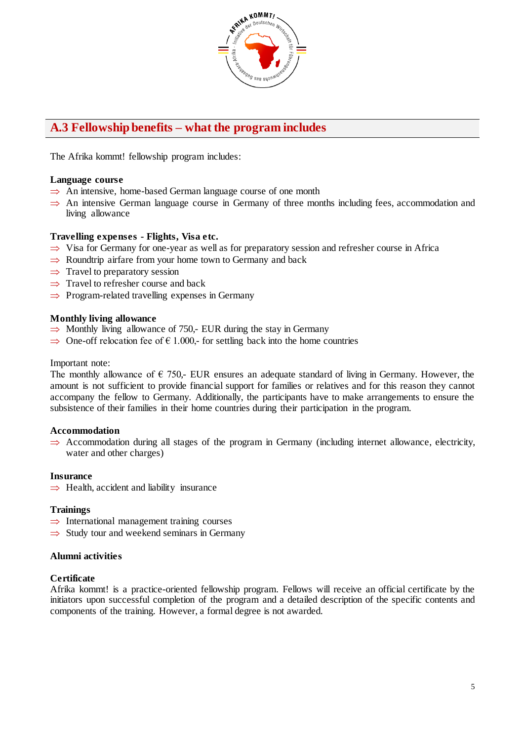## A.3 Fellowship benefits – what the program includes

The Afrika kommt! fellowship program includes:

**Language course**

- ⇒ An intensive, home-based German language course of one month
- ⇒ An intensive German language course in Germany of three months including fees, accommodation and living allowance

**Travelling expenses - Flights, Visa etc.**

- ⇒ Visa for Germany for one-year as well as for preparatory session and refresher course in Africa
- ⇒ Roundtrip airfare from your home town to Germany and back
- ⇒ Travel to preparatory session
- ⇒ Travel to refresher course and back
- ⇒ Program-related travelling expenses in Germany

**Monthly living allowance**

- ⇒ Monthly living allowance of 750,- EUR during the stay in Germany
- ⇒ One-off relocation fee of € 1.000,- for settling back into the home countries

Important note:
The monthly allowance of € 750,- EUR ensures an adequate standard of living in Germany. However, the amount is not sufficient to provide financial support for families or relatives and for this reason they cannot accompany the fellow to Germany. Additionally, the participants have to make arrangements to ensure the subsistence of their families in their home countries during their participation in the program.

**Accommodation**

- ⇒ Accommodation during all stages of the program in Germany (including internet allowance, electricity, water and other charges)

**Insurance**

- ⇒ Health, accident and liability insurance

**Trainings**

- ⇒ International management training courses
- ⇒ Study tour and weekend seminars in Germany

**Alumni activities**

**Certificate**

Afrika kommt! is a practice-oriented fellowship program. Fellows will receive an official certificate by the initiators upon successful completion of the program and a detailed description of the specific contents and components of the training. However, a formal degree is not awarded.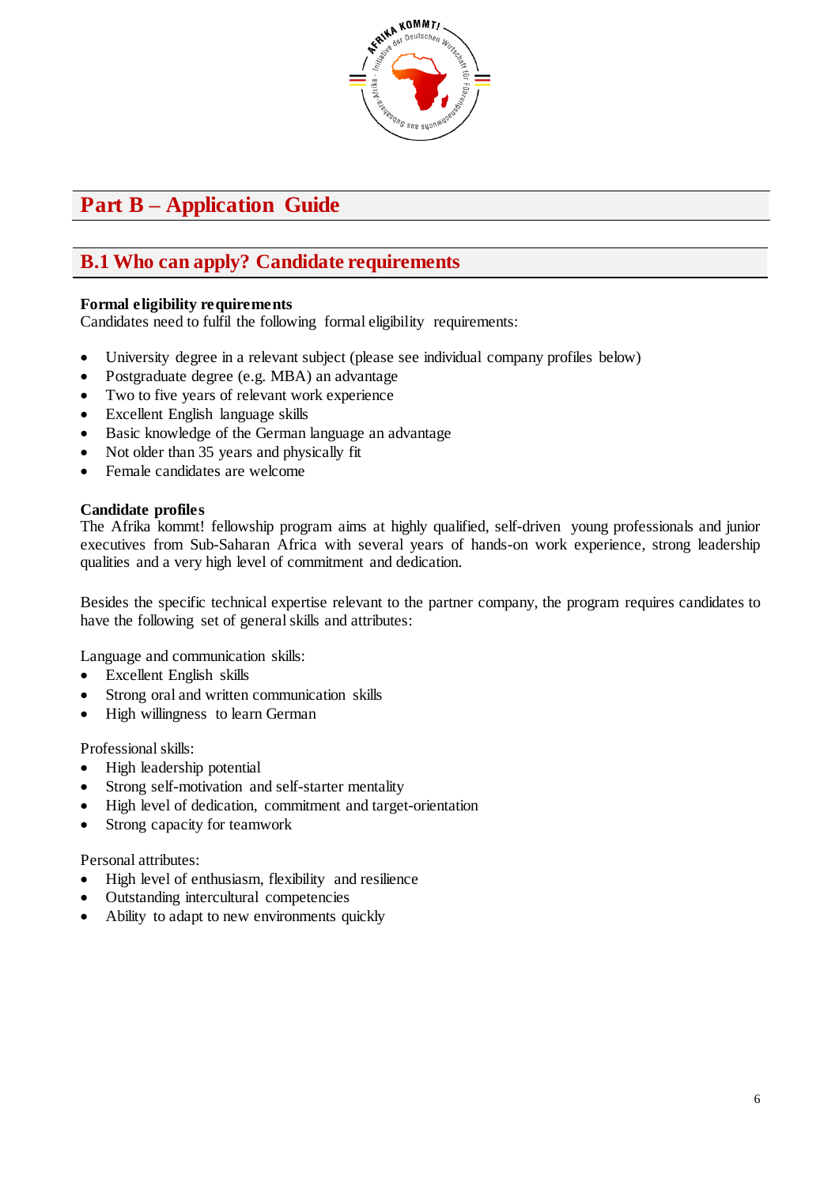# Part B – Application Guide

## B.1 Who can apply? Candidate requirements

**Formal eligibility requirements**
Candidates need to fulfil the following formal eligibility requirements:

- University degree in a relevant subject (please see individual company profiles below)
- Postgraduate degree (e.g. MBA) an advantage
- Two to five years of relevant work experience
- Excellent English language skills
- Basic knowledge of the German language an advantage
- Not older than 35 years and physically fit
- Female candidates are welcome

**Candidate profiles**
The Afrika kommt! fellowship program aims at highly qualified, self-driven young professionals and junior executives from Sub-Saharan Africa with several years of hands-on work experience, strong leadership qualities and a very high level of commitment and dedication.

Besides the specific technical expertise relevant to the partner company, the program requires candidates to have the following set of general skills and attributes:

Language and communication skills:

- Excellent English skills
- Strong oral and written communication skills
- High willingness to learn German

Professional skills:

- High leadership potential
- Strong self-motivation and self-starter mentality
- High level of dedication, commitment and target-orientation
- Strong capacity for teamwork

Personal attributes:

- High level of enthusiasm, flexibility and resilience
- Outstanding intercultural competencies
- Ability to adapt to new environments quickly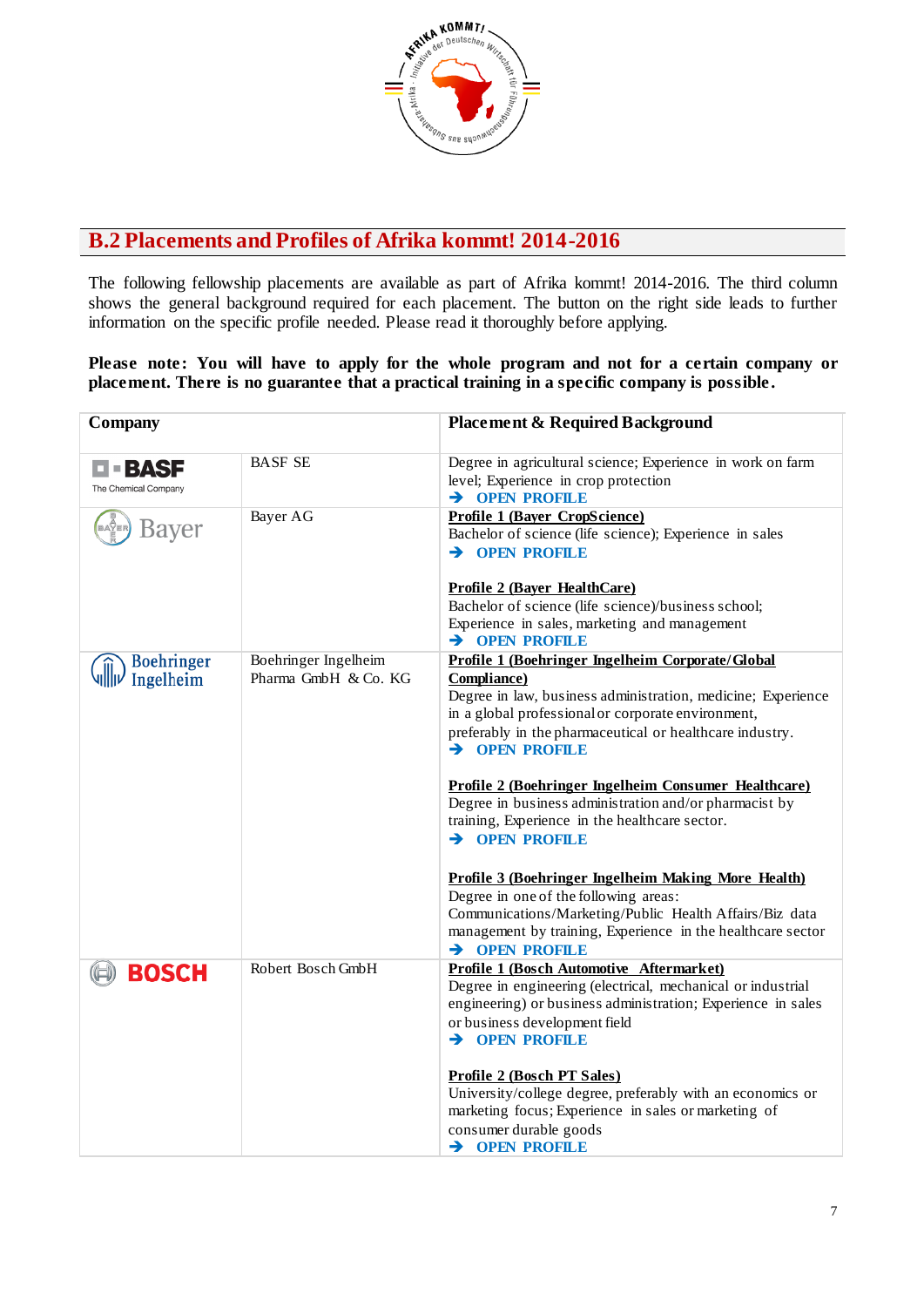## B.2 Placements and Profiles of Afrika kommt! 2014-2016

The following fellowship placements are available as part of Afrika kommt! 2014-2016. The third column shows the general background required for each placement. The button on the right side leads to further information on the specific profile needed. Please read it thoroughly before applying.

**Please note: You will have to apply for the whole program and not for a certain company or placement. There is no guarantee that a practical training in a specific company is possible.**

| Company | | Placement & Required Background |
|---|---|---|
| BASF The Chemical Company | BASF SE | Degree in agricultural science; Experience in work on farm level; Experience in crop protection<br>➔ **OPEN PROFILE** |
| Bayer | Bayer AG | **Profile 1 (Bayer CropScience)**<br>Bachelor of science (life science); Experience in sales<br>➔ **OPEN PROFILE**<br><br>**Profile 2 (Bayer HealthCare)**<br>Bachelor of science (life science)/business school; Experience in sales, marketing and management<br>➔ **OPEN PROFILE** |
| Boehringer Ingelheim | Boehringer Ingelheim Pharma GmbH & Co. KG | **Profile 1 (Boehringer Ingelheim Corporate/Global Compliance)**<br>Degree in law, business administration, medicine; Experience in a global professional or corporate environment, preferably in the pharmaceutical or healthcare industry.<br>➔ **OPEN PROFILE**<br><br>**Profile 2 (Boehringer Ingelheim Consumer Healthcare)**<br>Degree in business administration and/or pharmacist by training, Experience in the healthcare sector.<br>➔ **OPEN PROFILE**<br><br>**Profile 3 (Boehringer Ingelheim Making More Health)**<br>Degree in one of the following areas: Communications/Marketing/Public Health Affairs/Biz data management by training, Experience in the healthcare sector<br>➔ **OPEN PROFILE** |
| BOSCH | Robert Bosch GmbH | **Profile 1 (Bosch Automotive Aftermarket)**<br>Degree in engineering (electrical, mechanical or industrial engineering) or business administration; Experience in sales or business development field<br>➔ **OPEN PROFILE**<br><br>**Profile 2 (Bosch PT Sales)**<br>University/college degree, preferably with an economics or marketing focus; Experience in sales or marketing of consumer durable goods<br>➔ **OPEN PROFILE** |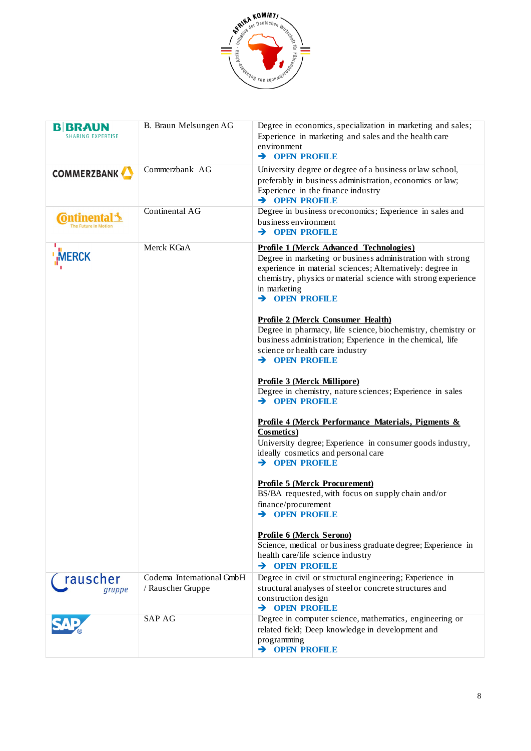| | | |
|---|---|---|
| B\|BRAUN SHARING EXPERTISE | B. Braun Melsungen AG | Degree in economics, specialization in marketing and sales; Experience in marketing and sales and the health care environment<br>➔ **OPEN PROFILE** |
| COMMERZBANK | Commerzbank AG | University degree or degree of a business or law school, preferably in business administration, economics or law; Experience in the finance industry<br>➔ **OPEN PROFILE** |
| Continental The Future in Motion | Continental AG | Degree in business or economics; Experience in sales and business environment<br>➔ **OPEN PROFILE** |
| MERCK | Merck KGaA | **Profile 1 (Merck Advanced Technologies)**<br>Degree in marketing or business administration with strong experience in material sciences; Alternatively: degree in chemistry, physics or material science with strong experience in marketing<br>➔ **OPEN PROFILE**<br><br>**Profile 2 (Merck Consumer Health)**<br>Degree in pharmacy, life science, biochemistry, chemistry or business administration; Experience in the chemical, life science or health care industry<br>➔ **OPEN PROFILE**<br><br>**Profile 3 (Merck Millipore)**<br>Degree in chemistry, nature sciences; Experience in sales<br>➔ **OPEN PROFILE**<br><br>**Profile 4 (Merck Performance Materials, Pigments & Cosmetics)**<br>University degree; Experience in consumer goods industry, ideally cosmetics and personal care<br>➔ **OPEN PROFILE**<br><br>**Profile 5 (Merck Procurement)**<br>BS/BA requested, with focus on supply chain and/or finance/procurement<br>➔ **OPEN PROFILE**<br><br>**Profile 6 (Merck Serono)**<br>Science, medical or business graduate degree; Experience in health care/life science industry<br>➔ **OPEN PROFILE** |
| rauscher gruppe | Codema International GmbH / Rauscher Gruppe | Degree in civil or structural engineering; Experience in structural analyses of steel or concrete structures and construction design<br>➔ **OPEN PROFILE** |
| SAP | SAP AG | Degree in computer science, mathematics, engineering or related field; Deep knowledge in development and programming<br>➔ **OPEN PROFILE** |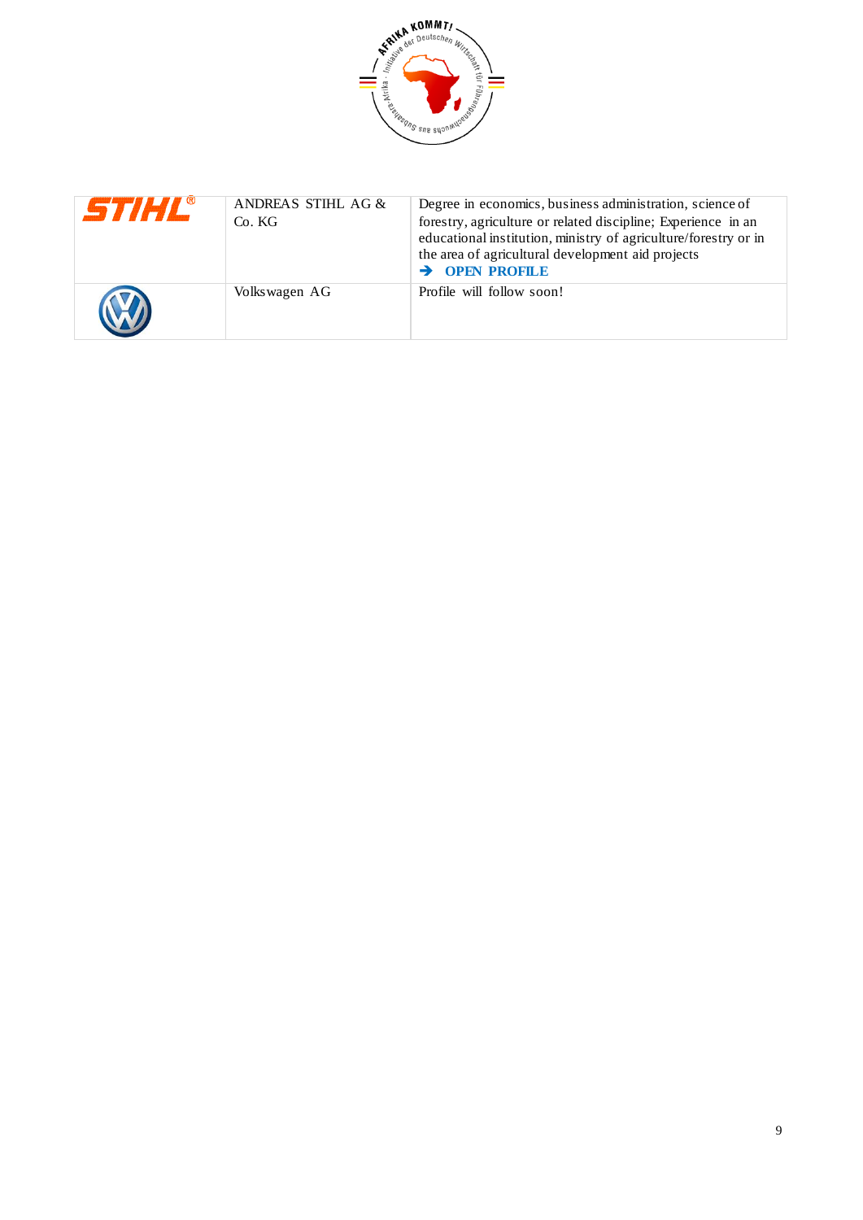| | | |
|---|---|---|
| STIHL® | ANDREAS STIHL AG & Co. KG | Degree in economics, business administration, science of forestry, agriculture or related discipline; Experience in an educational institution, ministry of agriculture/forestry or in the area of agricultural development aid projects<br>➔ **OPEN PROFILE** |
| | Volkswagen AG | Profile will follow soon! |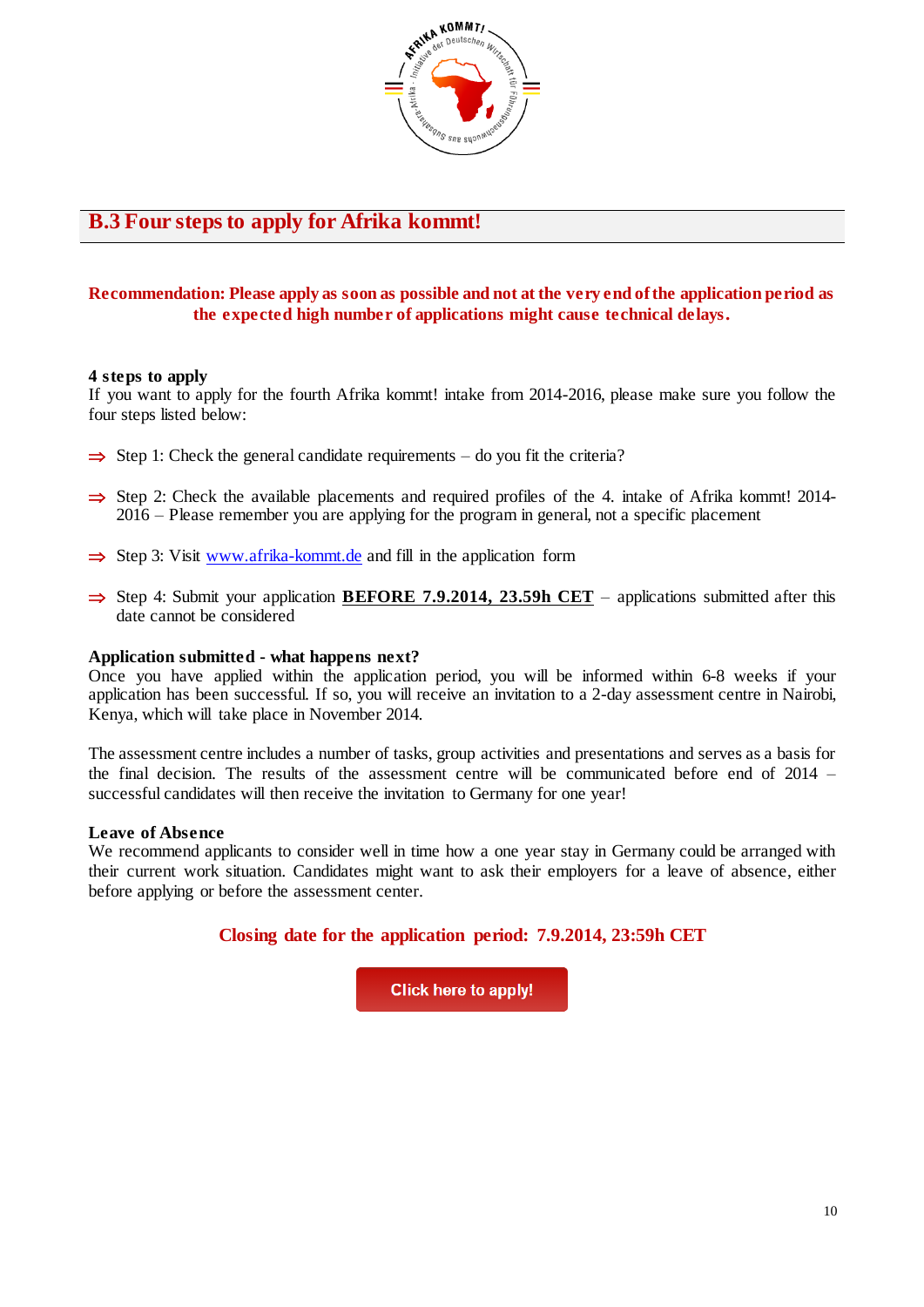## B.3 Four steps to apply for Afrika kommt!

**Recommendation: Please apply as soon as possible and not at the very end of the application period as the expected high number of applications might cause technical delays.**

**4 steps to apply**

If you want to apply for the fourth Afrika kommt! intake from 2014-2016, please make sure you follow the four steps listed below:

⇒ Step 1: Check the general candidate requirements – do you fit the criteria?

⇒ Step 2: Check the available placements and required profiles of the 4. intake of Afrika kommt! 2014-2016 – Please remember you are applying for the program in general, not a specific placement

⇒ Step 3: Visit [www.afrika-kommt.de](www.afrika-kommt.de) and fill in the application form

⇒ Step 4: Submit your application **BEFORE 7.9.2014, 23.59h CET** – applications submitted after this date cannot be considered

**Application submitted - what happens next?**

Once you have applied within the application period, you will be informed within 6-8 weeks if your application has been successful. If so, you will receive an invitation to a 2-day assessment centre in Nairobi, Kenya, which will take place in November 2014.

The assessment centre includes a number of tasks, group activities and presentations and serves as a basis for the final decision. The results of the assessment centre will be communicated before end of 2014 – successful candidates will then receive the invitation to Germany for one year!

**Leave of Absence**

We recommend applicants to consider well in time how a one year stay in Germany could be arranged with their current work situation. Candidates might want to ask their employers for a leave of absence, either before applying or before the assessment center.

**Closing date for the application period: 7.9.2014, 23:59h CET**

Click here to apply!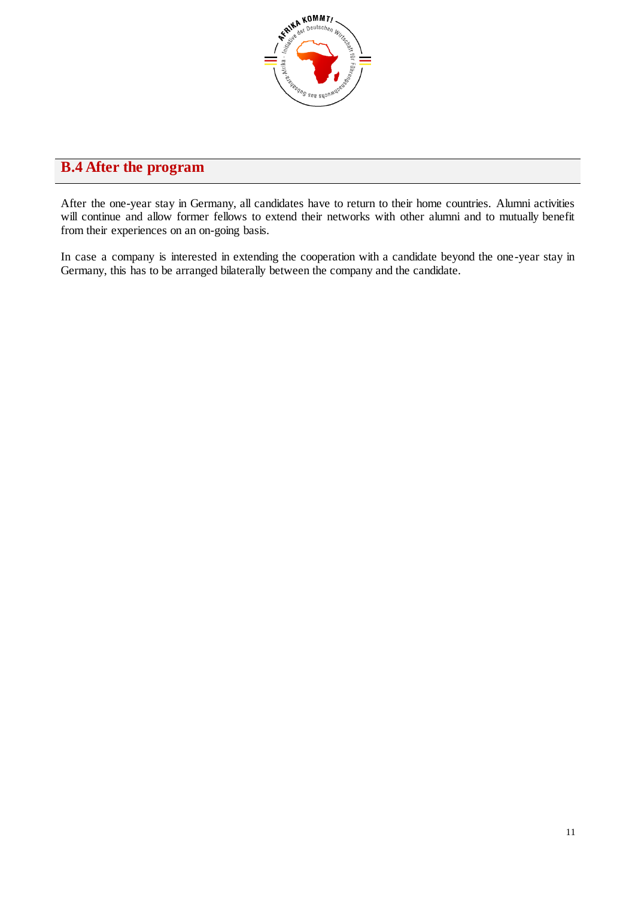## B.4 After the program

After the one-year stay in Germany, all candidates have to return to their home countries. Alumni activities will continue and allow former fellows to extend their networks with other alumni and to mutually benefit from their experiences on an on-going basis.

In case a company is interested in extending the cooperation with a candidate beyond the one-year stay in Germany, this has to be arranged bilaterally between the company and the candidate.